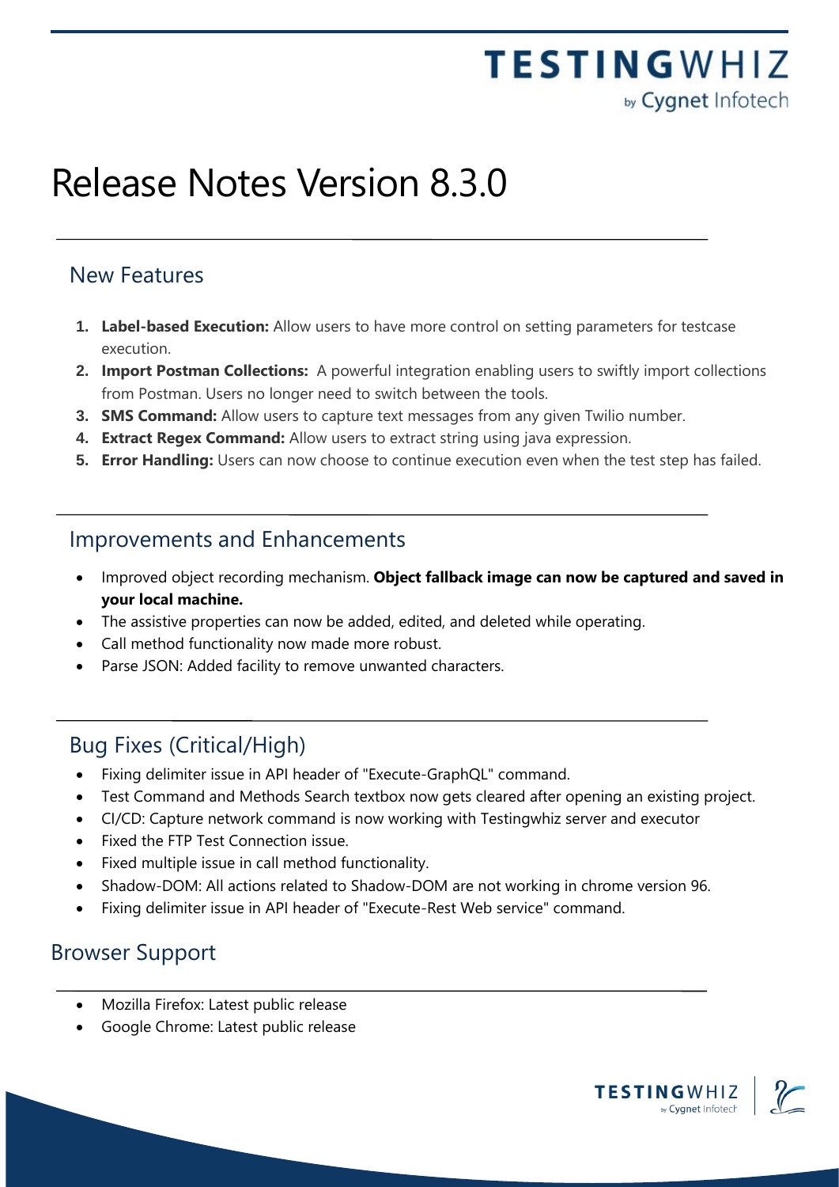# Release Notes Version 8.3.0

## New Features

1. **Label-based Execution:** Allow users to have more control on setting parameters for testcase execution.
2. **Import Postman Collections:** A powerful integration enabling users to swiftly import collections from Postman. Users no longer need to switch between the tools.
3. **SMS Command:** Allow users to capture text messages from any given Twilio number.
4. **Extract Regex Command:** Allow users to extract string using java expression.
5. **Error Handling:** Users can now choose to continue execution even when the test step has failed.

## Improvements and Enhancements

- Improved object recording mechanism. **Object fallback image can now be captured and saved in your local machine.**
- The assistive properties can now be added, edited, and deleted while operating.
- Call method functionality now made more robust.
- Parse JSON: Added facility to remove unwanted characters.

## Bug Fixes (Critical/High)

- Fixing delimiter issue in API header of "Execute-GraphQL" command.
- Test Command and Methods Search textbox now gets cleared after opening an existing project.
- CI/CD: Capture network command is now working with Testingwhiz server and executor
- Fixed the FTP Test Connection issue.
- Fixed multiple issue in call method functionality.
- Shadow-DOM: All actions related to Shadow-DOM are not working in chrome version 96.
- Fixing delimiter issue in API header of "Execute-Rest Web service" command.

## Browser Support

- Mozilla Firefox: Latest public release
- Google Chrome: Latest public release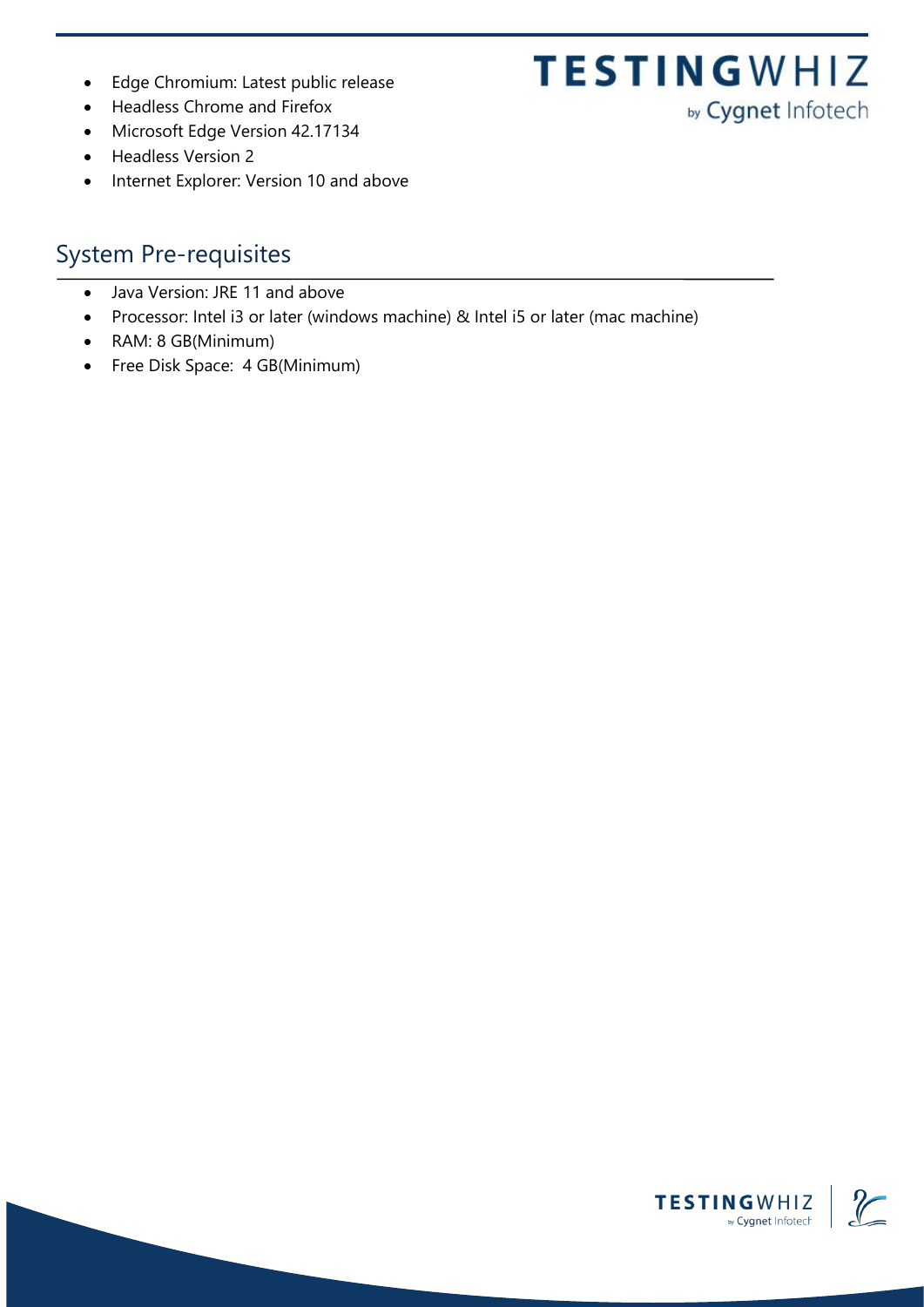- Edge Chromium: Latest public release
- Headless Chrome and Firefox
- Microsoft Edge Version 42.17134
- Headless Version 2
- Internet Explorer: Version 10 and above

## System Pre-requisites

- Java Version: JRE 11 and above
- Processor: Intel i3 or later (windows machine) & Intel i5 or later (mac machine)
- RAM: 8 GB(Minimum)
- Free Disk Space: 4 GB(Minimum)